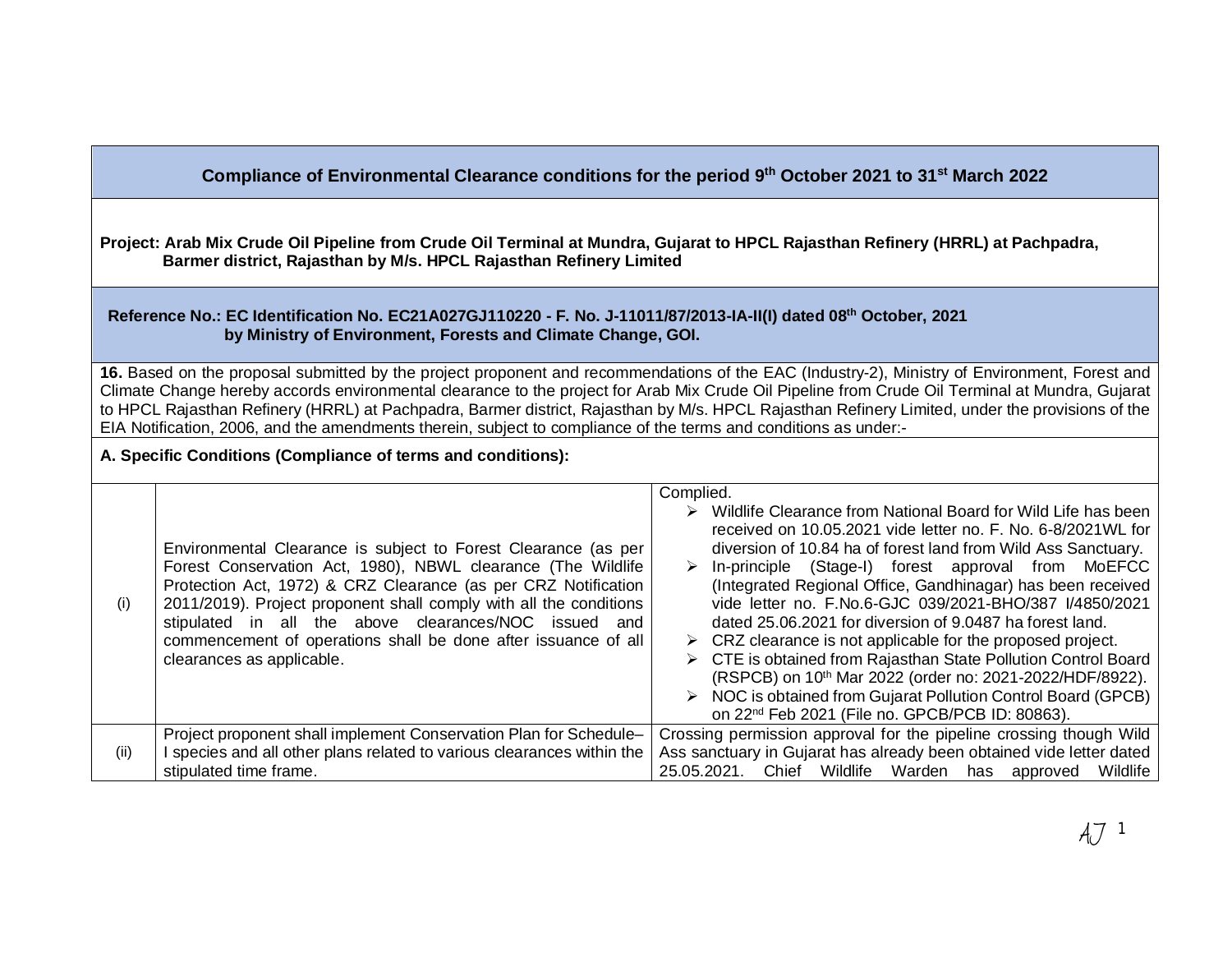**Compliance of Environmental Clearance conditions for the period 9th October 2021 to 31st March 2022**

**Project: Arab Mix Crude Oil Pipeline from Crude Oil Terminal at Mundra, Gujarat to HPCL Rajasthan Refinery (HRRL) at Pachpadra, Barmer district, Rajasthan by M/s. HPCL Rajasthan Refinery Limited**

**Reference No.: EC Identification No. EC21A027GJ110220 - F. No. J-11011/87/2013-IA-II(I) dated 08th October, 2021 by Ministry of Environment, Forests and Climate Change, GOI.**

**16.** Based on the proposal submitted by the project proponent and recommendations of the EAC (Industry-2), Ministry of Environment, Forest and Climate Change hereby accords environmental clearance to the project for Arab Mix Crude Oil Pipeline from Crude Oil Terminal at Mundra, Gujarat to HPCL Rajasthan Refinery (HRRL) at Pachpadra, Barmer district, Rajasthan by M/s. HPCL Rajasthan Refinery Limited, under the provisions of the EIA Notification, 2006, and the amendments therein, subject to compliance of the terms and conditions as under:-

**A. Specific Conditions (Compliance of terms and conditions):**

| | | |
|---|---|---|
| (i) | Environmental Clearance is subject to Forest Clearance (as per Forest Conservation Act, 1980), NBWL clearance (The Wildlife Protection Act, 1972) & CRZ Clearance (as per CRZ Notification 2011/2019). Project proponent shall comply with all the conditions stipulated in all the above clearances/NOC issued and commencement of operations shall be done after issuance of all clearances as applicable. | Complied.<br>➢ Wildlife Clearance from National Board for Wild Life has been received on 10.05.2021 vide letter no. F. No. 6-8/2021WL for diversion of 10.84 ha of forest land from Wild Ass Sanctuary.<br>➢ In-principle (Stage-I) forest approval from MoEFCC (Integrated Regional Office, Gandhinagar) has been received vide letter no. F.No.6-GJC 039/2021-BHO/387 I/4850/2021 dated 25.06.2021 for diversion of 9.0487 ha forest land.<br>➢ CRZ clearance is not applicable for the proposed project.<br>➢ CTE is obtained from Rajasthan State Pollution Control Board (RSPCB) on 10th Mar 2022 (order no: 2021-2022/HDF/8922).<br>➢ NOC is obtained from Gujarat Pollution Control Board (GPCB) on 22nd Feb 2021 (File no. GPCB/PCB ID: 80863). |
| (ii) | Project proponent shall implement Conservation Plan for Schedule–I species and all other plans related to various clearances within the stipulated time frame. | Crossing permission approval for the pipeline crossing though Wild Ass sanctuary in Gujarat has already been obtained vide letter dated 25.05.2021. Chief Wildlife Warden has approved Wildlife |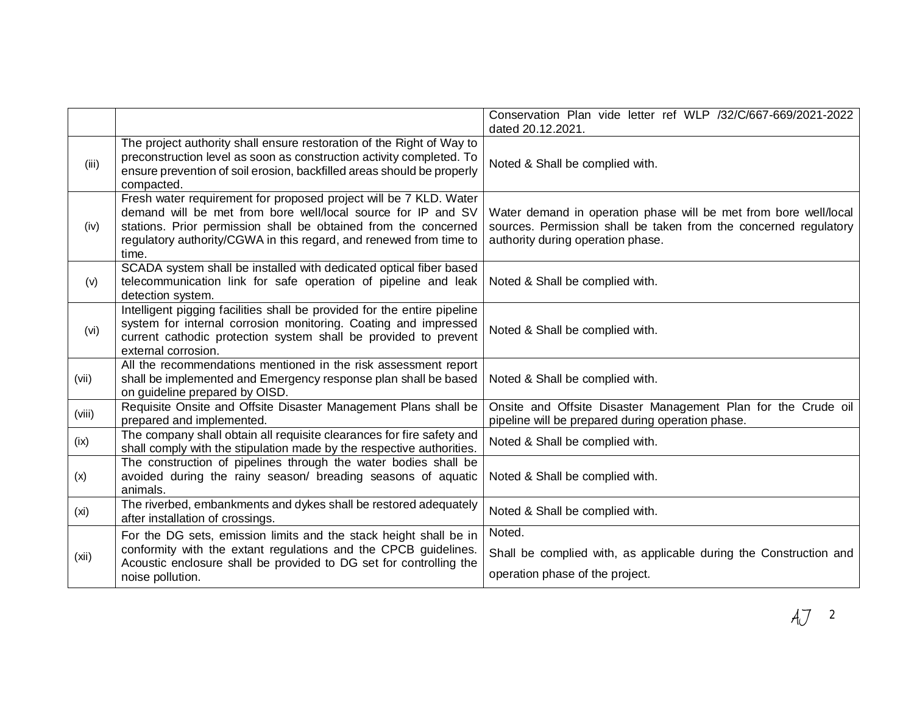|  |  |  |
|---|---|---|
|  |  | Conservation Plan vide letter ref WLP /32/C/667-669/2021-2022 dated 20.12.2021. |
| (iii) | The project authority shall ensure restoration of the Right of Way to preconstruction level as soon as construction activity completed. To ensure prevention of soil erosion, backfilled areas should be properly compacted. | Noted & Shall be complied with. |
| (iv) | Fresh water requirement for proposed project will be 7 KLD. Water demand will be met from bore well/local source for IP and SV stations. Prior permission shall be obtained from the concerned regulatory authority/CGWA in this regard, and renewed from time to time. | Water demand in operation phase will be met from bore well/local sources. Permission shall be taken from the concerned regulatory authority during operation phase. |
| (v) | SCADA system shall be installed with dedicated optical fiber based telecommunication link for safe operation of pipeline and leak detection system. | Noted & Shall be complied with. |
| (vi) | Intelligent pigging facilities shall be provided for the entire pipeline system for internal corrosion monitoring. Coating and impressed current cathodic protection system shall be provided to prevent external corrosion. | Noted & Shall be complied with. |
| (vii) | All the recommendations mentioned in the risk assessment report shall be implemented and Emergency response plan shall be based on guideline prepared by OISD. | Noted & Shall be complied with. |
| (viii) | Requisite Onsite and Offsite Disaster Management Plans shall be prepared and implemented. | Onsite and Offsite Disaster Management Plan for the Crude oil pipeline will be prepared during operation phase. |
| (ix) | The company shall obtain all requisite clearances for fire safety and shall comply with the stipulation made by the respective authorities. | Noted & Shall be complied with. |
| (x) | The construction of pipelines through the water bodies shall be avoided during the rainy season/ breading seasons of aquatic animals. | Noted & Shall be complied with. |
| (xi) | The riverbed, embankments and dykes shall be restored adequately after installation of crossings. | Noted & Shall be complied with. |
| (xii) | For the DG sets, emission limits and the stack height shall be in conformity with the extant regulations and the CPCB guidelines. Acoustic enclosure shall be provided to DG set for controlling the noise pollution. | Noted. Shall be complied with, as applicable during the Construction and operation phase of the project. |

AJ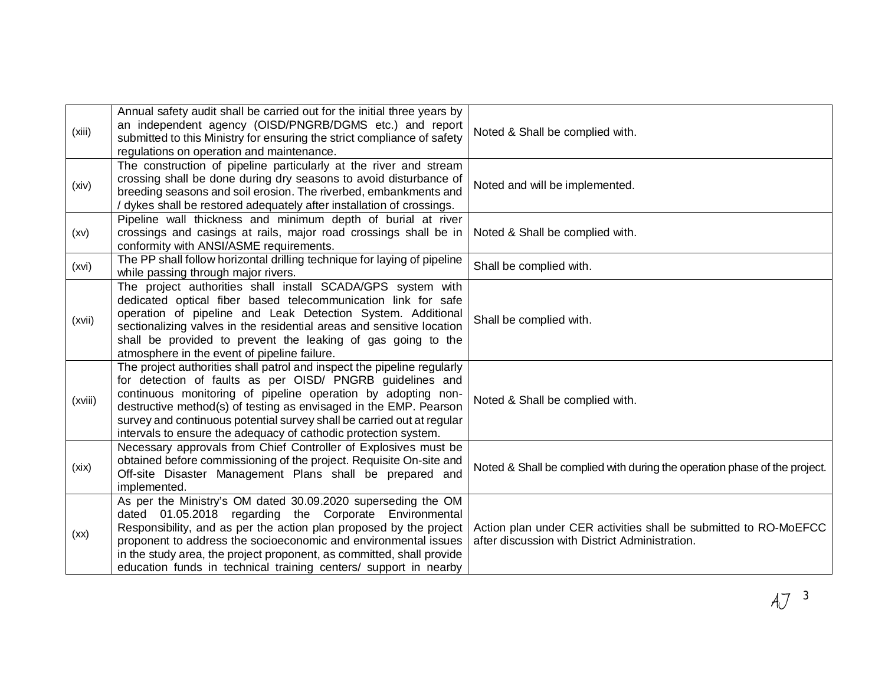| | | |
|---|---|---|
| (xiii) | Annual safety audit shall be carried out for the initial three years by an independent agency (OISD/PNGRB/DGMS etc.) and report submitted to this Ministry for ensuring the strict compliance of safety regulations on operation and maintenance. | Noted & Shall be complied with. |
| (xiv) | The construction of pipeline particularly at the river and stream crossing shall be done during dry seasons to avoid disturbance of breeding seasons and soil erosion. The riverbed, embankments and / dykes shall be restored adequately after installation of crossings. | Noted and will be implemented. |
| (xv) | Pipeline wall thickness and minimum depth of burial at river crossings and casings at rails, major road crossings shall be in conformity with ANSI/ASME requirements. | Noted & Shall be complied with. |
| (xvi) | The PP shall follow horizontal drilling technique for laying of pipeline while passing through major rivers. | Shall be complied with. |
| (xvii) | The project authorities shall install SCADA/GPS system with dedicated optical fiber based telecommunication link for safe operation of pipeline and Leak Detection System. Additional sectionalizing valves in the residential areas and sensitive location shall be provided to prevent the leaking of gas going to the atmosphere in the event of pipeline failure. | Shall be complied with. |
| (xviii) | The project authorities shall patrol and inspect the pipeline regularly for detection of faults as per OISD/ PNGRB guidelines and continuous monitoring of pipeline operation by adopting non-destructive method(s) of testing as envisaged in the EMP. Pearson survey and continuous potential survey shall be carried out at regular intervals to ensure the adequacy of cathodic protection system. | Noted & Shall be complied with. |
| (xix) | Necessary approvals from Chief Controller of Explosives must be obtained before commissioning of the project. Requisite On-site and Off-site Disaster Management Plans shall be prepared and implemented. | Noted & Shall be complied with during the operation phase of the project. |
| (xx) | As per the Ministry's OM dated 30.09.2020 superseding the OM dated 01.05.2018 regarding the Corporate Environmental Responsibility, and as per the action plan proposed by the project proponent to address the socioeconomic and environmental issues in the study area, the project proponent, as committed, shall provide education funds in technical training centers/ support in nearby | Action plan under CER activities shall be submitted to RO-MoEFCC after discussion with District Administration. |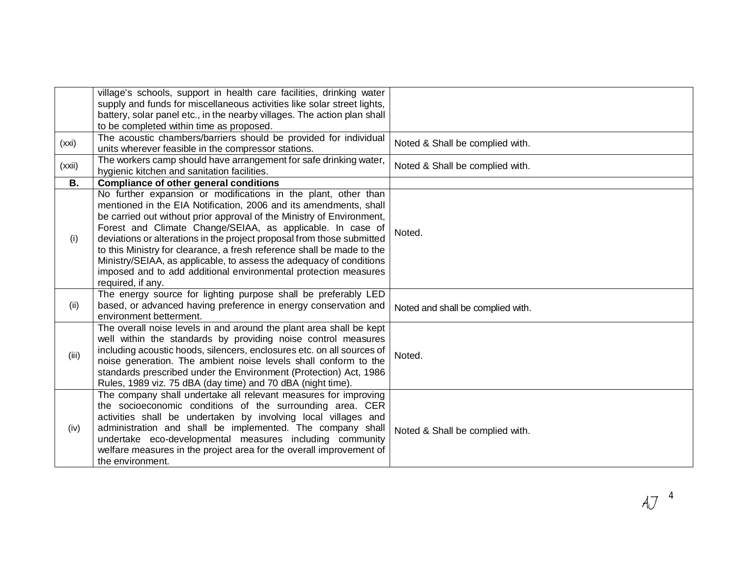| | | |
|---|---|---|
| | village's schools, support in health care facilities, drinking water supply and funds for miscellaneous activities like solar street lights, battery, solar panel etc., in the nearby villages. The action plan shall to be completed within time as proposed. | |
| (xxi) | The acoustic chambers/barriers should be provided for individual units wherever feasible in the compressor stations. | Noted & Shall be complied with. |
| (xxii) | The workers camp should have arrangement for safe drinking water, hygienic kitchen and sanitation facilities. | Noted & Shall be complied with. |
| **B.** | **Compliance of other general conditions** | |
| (i) | No further expansion or modifications in the plant, other than mentioned in the EIA Notification, 2006 and its amendments, shall be carried out without prior approval of the Ministry of Environment, Forest and Climate Change/SEIAA, as applicable. In case of deviations or alterations in the project proposal from those submitted to this Ministry for clearance, a fresh reference shall be made to the Ministry/SEIAA, as applicable, to assess the adequacy of conditions imposed and to add additional environmental protection measures required, if any. | Noted. |
| (ii) | The energy source for lighting purpose shall be preferably LED based, or advanced having preference in energy conservation and environment betterment. | Noted and shall be complied with. |
| (iii) | The overall noise levels in and around the plant area shall be kept well within the standards by providing noise control measures including acoustic hoods, silencers, enclosures etc. on all sources of noise generation. The ambient noise levels shall conform to the standards prescribed under the Environment (Protection) Act, 1986 Rules, 1989 viz. 75 dBA (day time) and 70 dBA (night time). | Noted. |
| (iv) | The company shall undertake all relevant measures for improving the socioeconomic conditions of the surrounding area. CER activities shall be undertaken by involving local villages and administration and shall be implemented. The company shall undertake eco-developmental measures including community welfare measures in the project area for the overall improvement of the environment. | Noted & Shall be complied with. |

AJ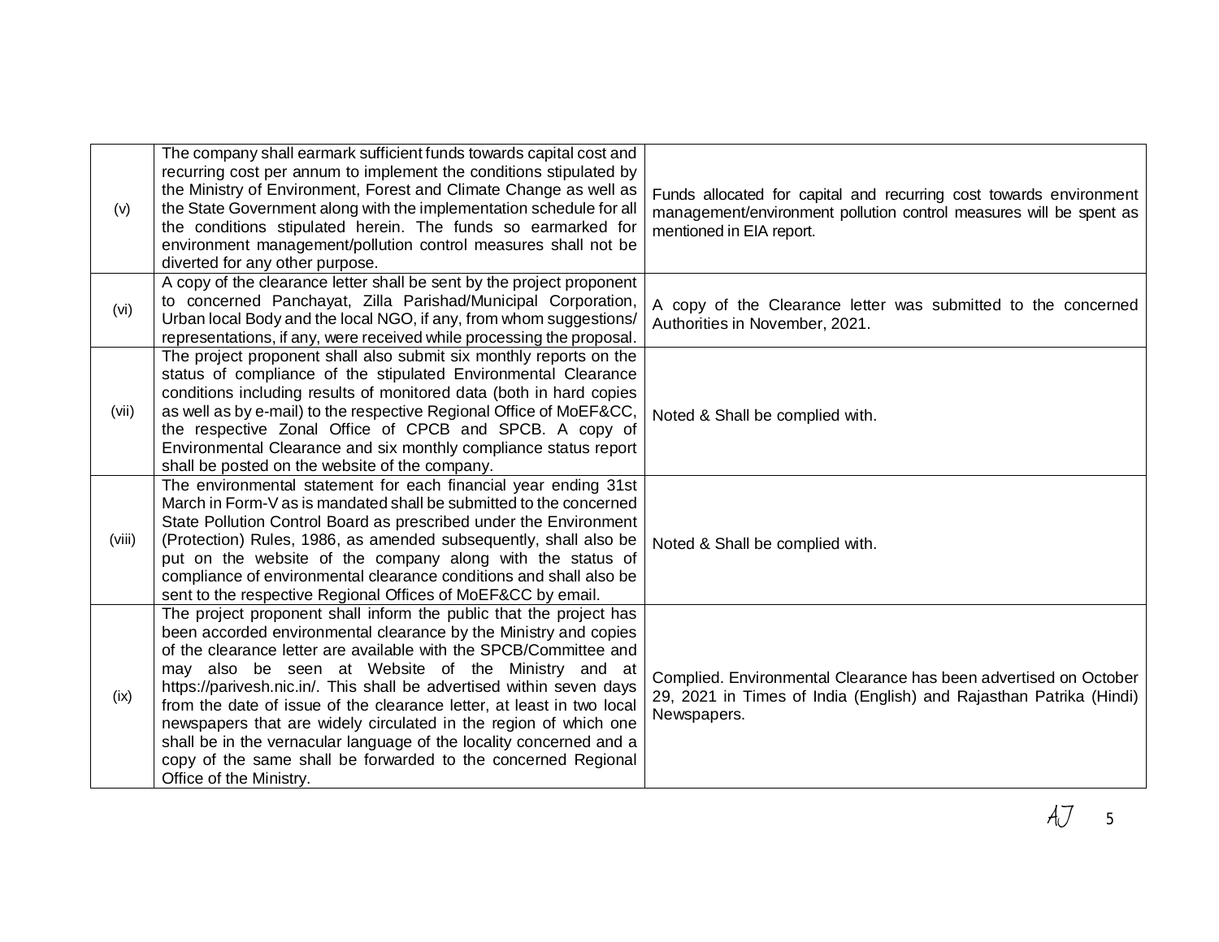| | | |
|---|---|---|
| (v) | The company shall earmark sufficient funds towards capital cost and recurring cost per annum to implement the conditions stipulated by the Ministry of Environment, Forest and Climate Change as well as the State Government along with the implementation schedule for all the conditions stipulated herein. The funds so earmarked for environment management/pollution control measures shall not be diverted for any other purpose. | Funds allocated for capital and recurring cost towards environment management/environment pollution control measures will be spent as mentioned in EIA report. |
| (vi) | A copy of the clearance letter shall be sent by the project proponent to concerned Panchayat, Zilla Parishad/Municipal Corporation, Urban local Body and the local NGO, if any, from whom suggestions/ representations, if any, were received while processing the proposal. | A copy of the Clearance letter was submitted to the concerned Authorities in November, 2021. |
| (vii) | The project proponent shall also submit six monthly reports on the status of compliance of the stipulated Environmental Clearance conditions including results of monitored data (both in hard copies as well as by e-mail) to the respective Regional Office of MoEF&CC, the respective Zonal Office of CPCB and SPCB. A copy of Environmental Clearance and six monthly compliance status report shall be posted on the website of the company. | Noted & Shall be complied with. |
| (viii) | The environmental statement for each financial year ending 31st March in Form-V as is mandated shall be submitted to the concerned State Pollution Control Board as prescribed under the Environment (Protection) Rules, 1986, as amended subsequently, shall also be put on the website of the company along with the status of compliance of environmental clearance conditions and shall also be sent to the respective Regional Offices of MoEF&CC by email. | Noted & Shall be complied with. |
| (ix) | The project proponent shall inform the public that the project has been accorded environmental clearance by the Ministry and copies of the clearance letter are available with the SPCB/Committee and may also be seen at Website of the Ministry and at https://parivesh.nic.in/. This shall be advertised within seven days from the date of issue of the clearance letter, at least in two local newspapers that are widely circulated in the region of which one shall be in the vernacular language of the locality concerned and a copy of the same shall be forwarded to the concerned Regional Office of the Ministry. | Complied. Environmental Clearance has been advertised on October 29, 2021 in Times of India (English) and Rajasthan Patrika (Hindi) Newspapers. |

AJ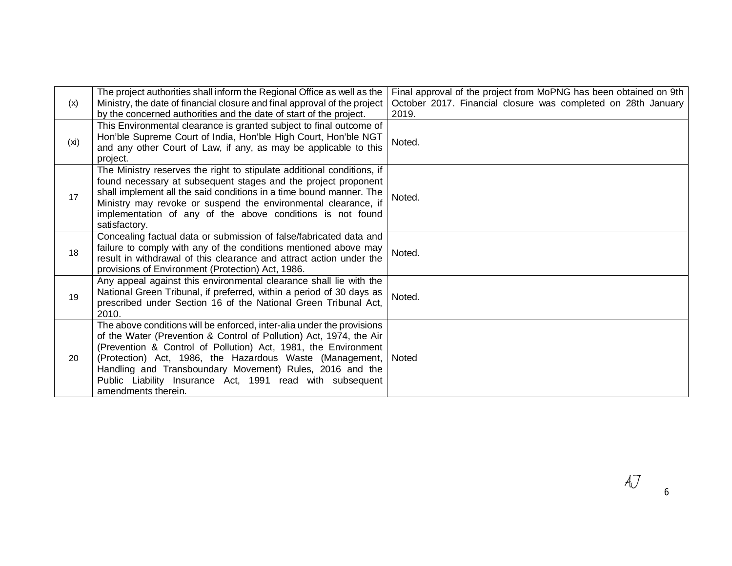| | | |
|---|---|---|
| (x) | The project authorities shall inform the Regional Office as well as the Ministry, the date of financial closure and final approval of the project by the concerned authorities and the date of start of the project. | Final approval of the project from MoPNG has been obtained on 9th October 2017. Financial closure was completed on 28th January 2019. |
| (xi) | This Environmental clearance is granted subject to final outcome of Hon'ble Supreme Court of India, Hon'ble High Court, Hon'ble NGT and any other Court of Law, if any, as may be applicable to this project. | Noted. |
| 17 | The Ministry reserves the right to stipulate additional conditions, if found necessary at subsequent stages and the project proponent shall implement all the said conditions in a time bound manner. The Ministry may revoke or suspend the environmental clearance, if implementation of any of the above conditions is not found satisfactory. | Noted. |
| 18 | Concealing factual data or submission of false/fabricated data and failure to comply with any of the conditions mentioned above may result in withdrawal of this clearance and attract action under the provisions of Environment (Protection) Act, 1986. | Noted. |
| 19 | Any appeal against this environmental clearance shall lie with the National Green Tribunal, if preferred, within a period of 30 days as prescribed under Section 16 of the National Green Tribunal Act, 2010. | Noted. |
| 20 | The above conditions will be enforced, inter-alia under the provisions of the Water (Prevention & Control of Pollution) Act, 1974, the Air (Prevention & Control of Pollution) Act, 1981, the Environment (Protection) Act, 1986, the Hazardous Waste (Management, Handling and Transboundary Movement) Rules, 2016 and the Public Liability Insurance Act, 1991 read with subsequent amendments therein. | Noted |

AJ